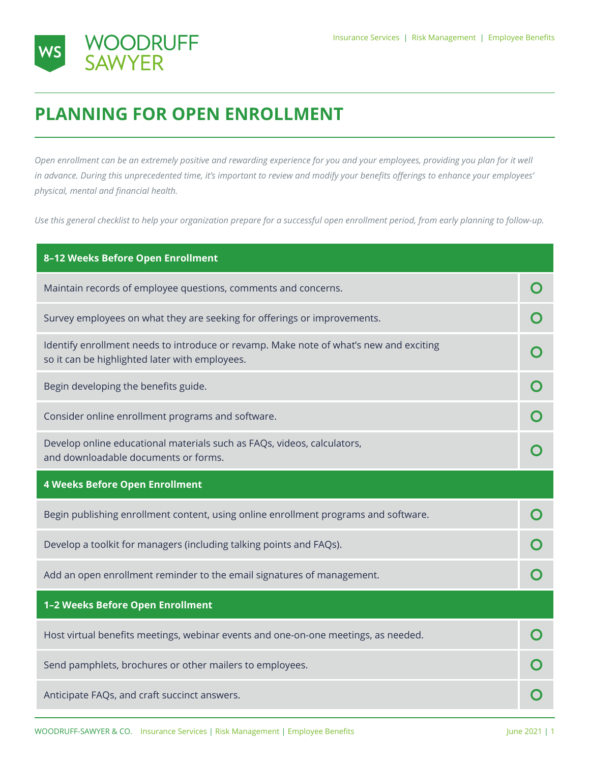# PLANNING FOR OPEN ENROLLMENT

*Open enrollment can be an extremely positive and rewarding experience for you and your employees, providing you plan for it well in advance. During this unprecedented time, it's important to review and modify your benefits offerings to enhance your employees' physical, mental and financial health.*

*Use this general checklist to help your organization prepare for a successful open enrollment period, from early planning to follow-up.*

| 8–12 Weeks Before Open Enrollment | |
|---|---|
| Maintain records of employee questions, comments and concerns. | ○ |
| Survey employees on what they are seeking for offerings or improvements. | ○ |
| Identify enrollment needs to introduce or revamp. Make note of what's new and exciting so it can be highlighted later with employees. | ○ |
| Begin developing the benefits guide. | ○ |
| Consider online enrollment programs and software. | ○ |
| Develop online educational materials such as FAQs, videos, calculators, and downloadable documents or forms. | ○ |
| **4 Weeks Before Open Enrollment** | |
| Begin publishing enrollment content, using online enrollment programs and software. | ○ |
| Develop a toolkit for managers (including talking points and FAQs). | ○ |
| Add an open enrollment reminder to the email signatures of management. | ○ |
| **1–2 Weeks Before Open Enrollment** | |
| Host virtual benefits meetings, webinar events and one-on-one meetings, as needed. | ○ |
| Send pamphlets, brochures or other mailers to employees. | ○ |
| Anticipate FAQs, and craft succinct answers. | ○ |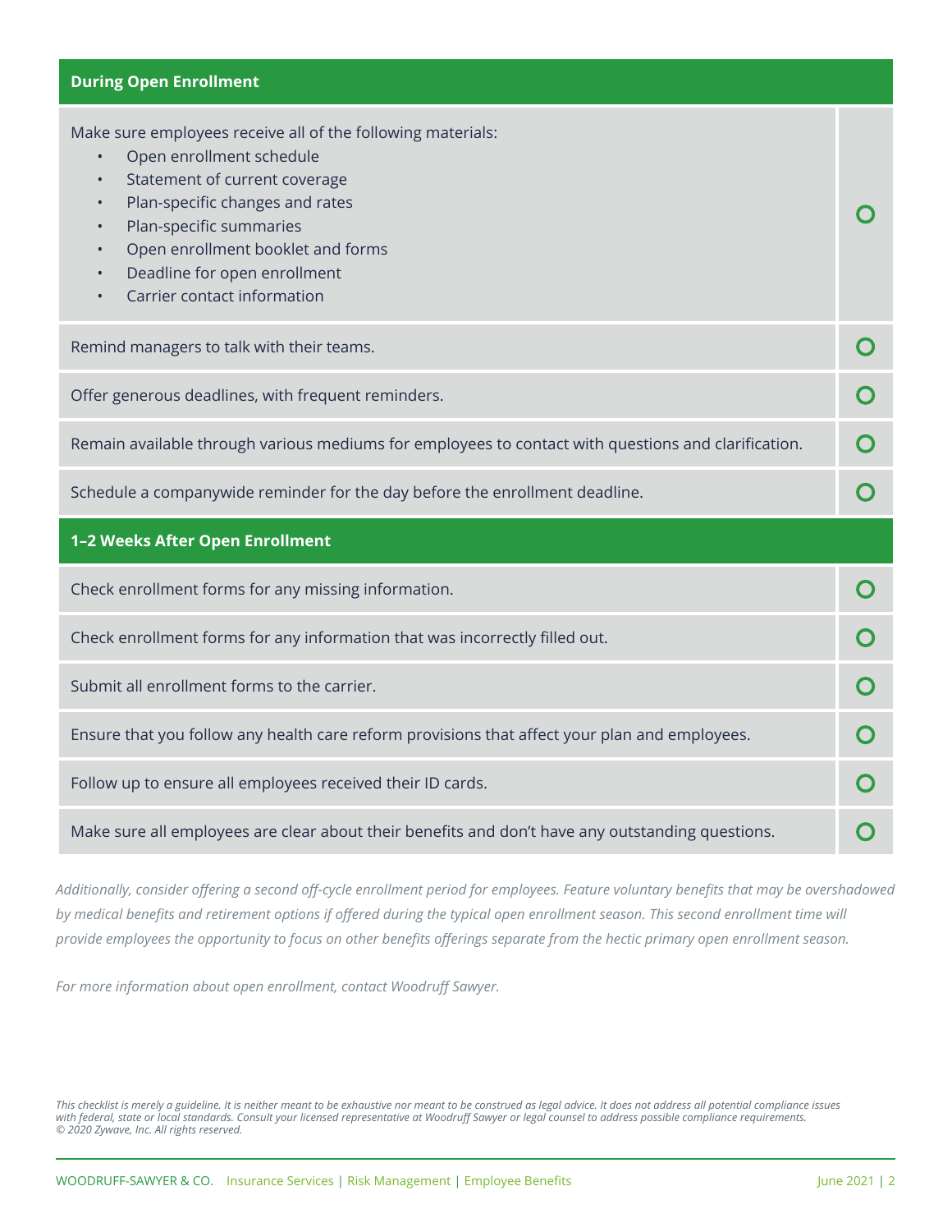## During Open Enrollment

| | |
|---|---|
| Make sure employees receive all of the following materials:<br>• Open enrollment schedule<br>• Statement of current coverage<br>• Plan-specific changes and rates<br>• Plan-specific summaries<br>• Open enrollment booklet and forms<br>• Deadline for open enrollment<br>• Carrier contact information | ○ |
| Remind managers to talk with their teams. | ○ |
| Offer generous deadlines, with frequent reminders. | ○ |
| Remain available through various mediums for employees to contact with questions and clarification. | ○ |
| Schedule a companywide reminder for the day before the enrollment deadline. | ○ |

## 1–2 Weeks After Open Enrollment

| | |
|---|---|
| Check enrollment forms for any missing information. | ○ |
| Check enrollment forms for any information that was incorrectly filled out. | ○ |
| Submit all enrollment forms to the carrier. | ○ |
| Ensure that you follow any health care reform provisions that affect your plan and employees. | ○ |
| Follow up to ensure all employees received their ID cards. | ○ |
| Make sure all employees are clear about their benefits and don't have any outstanding questions. | ○ |

*Additionally, consider offering a second off-cycle enrollment period for employees. Feature voluntary benefits that may be overshadowed by medical benefits and retirement options if offered during the typical open enrollment season. This second enrollment time will provide employees the opportunity to focus on other benefits offerings separate from the hectic primary open enrollment season.*

*For more information about open enrollment, contact Woodruff Sawyer.*

*This checklist is merely a guideline. It is neither meant to be exhaustive nor meant to be construed as legal advice. It does not address all potential compliance issues with federal, state or local standards. Consult your licensed representative at Woodruff Sawyer or legal counsel to address possible compliance requirements. © 2020 Zywave, Inc. All rights reserved.*